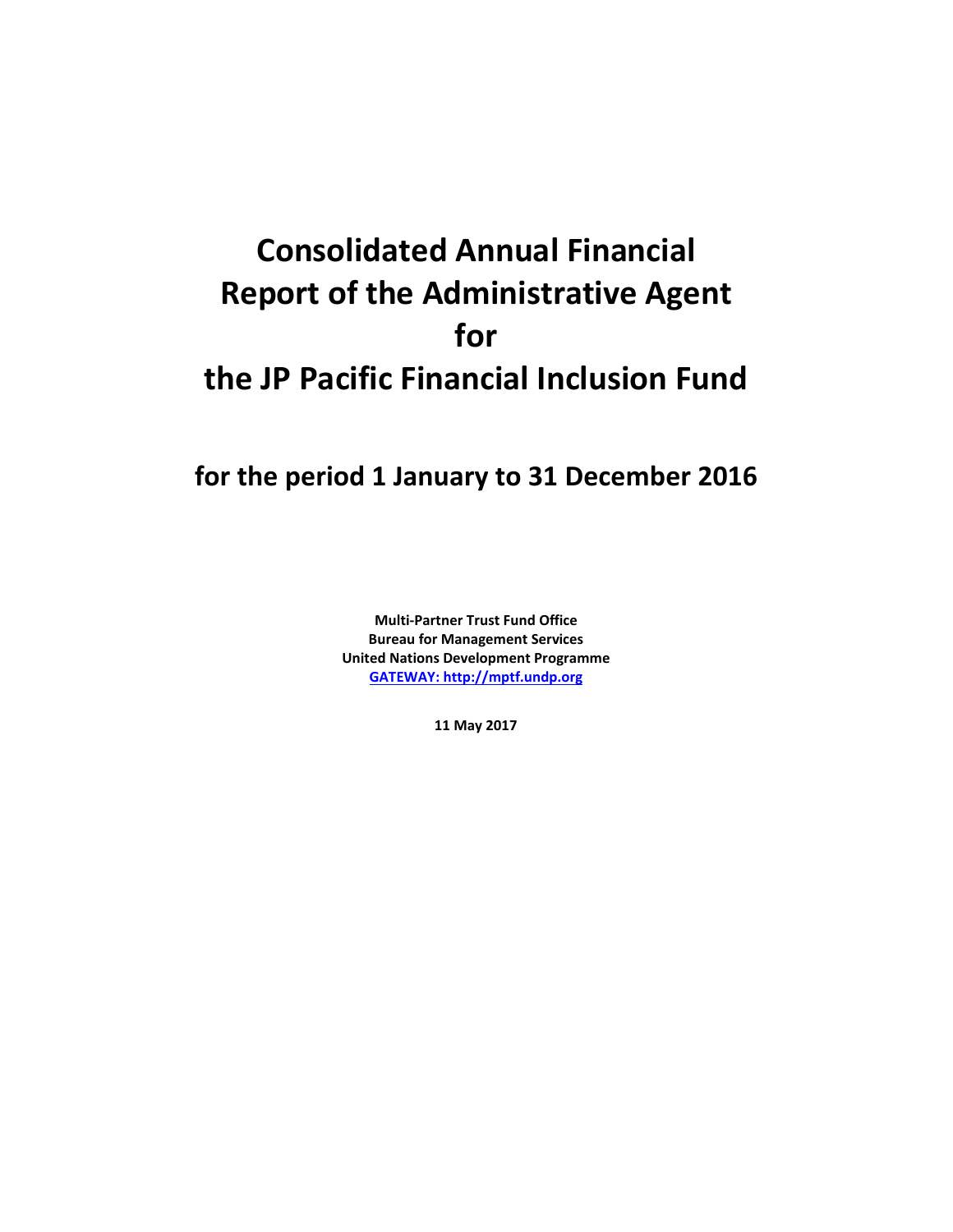# Consolidated Annual Financial Report of the Administrative Agent for the JP Pacific Financial Inclusion Fund

## for the period 1 January to 31 December 2016

**Multi-Partner Trust Fund Office**
**Bureau for Management Services**
**United Nations Development Programme**
**GATEWAY: http://mptf.undp.org**

**11 May 2017**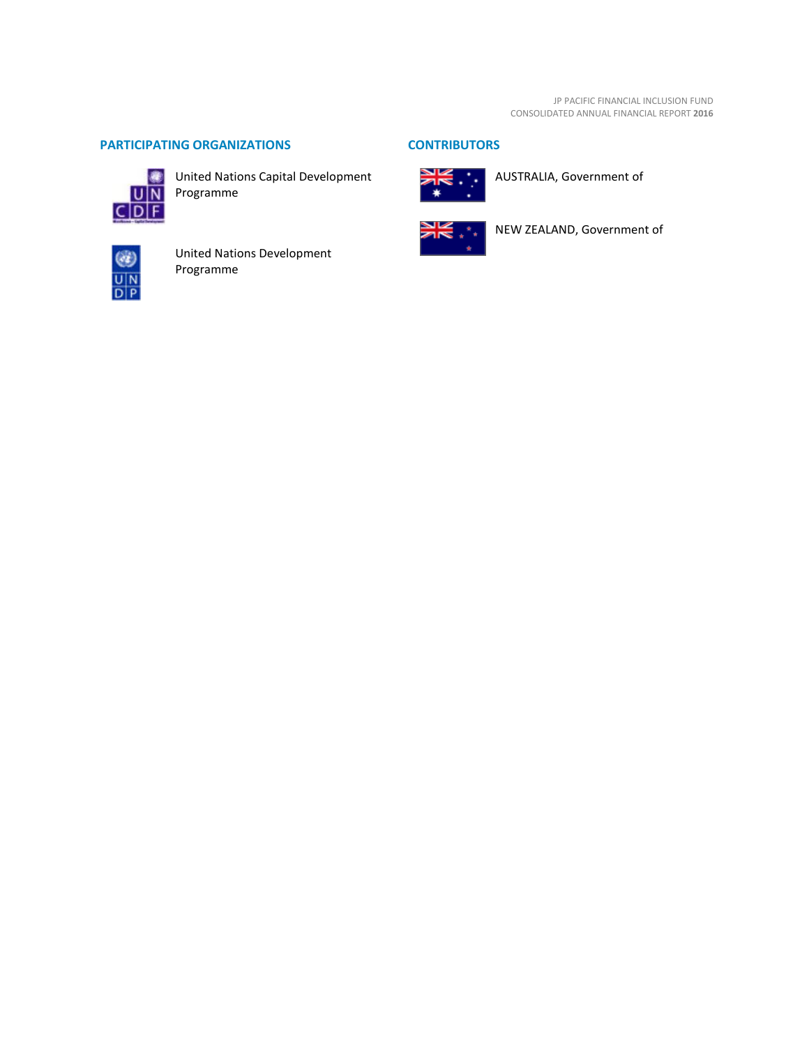## PARTICIPATING ORGANIZATIONS

United Nations Capital Development Programme

United Nations Development Programme

## CONTRIBUTORS

AUSTRALIA, Government of

NEW ZEALAND, Government of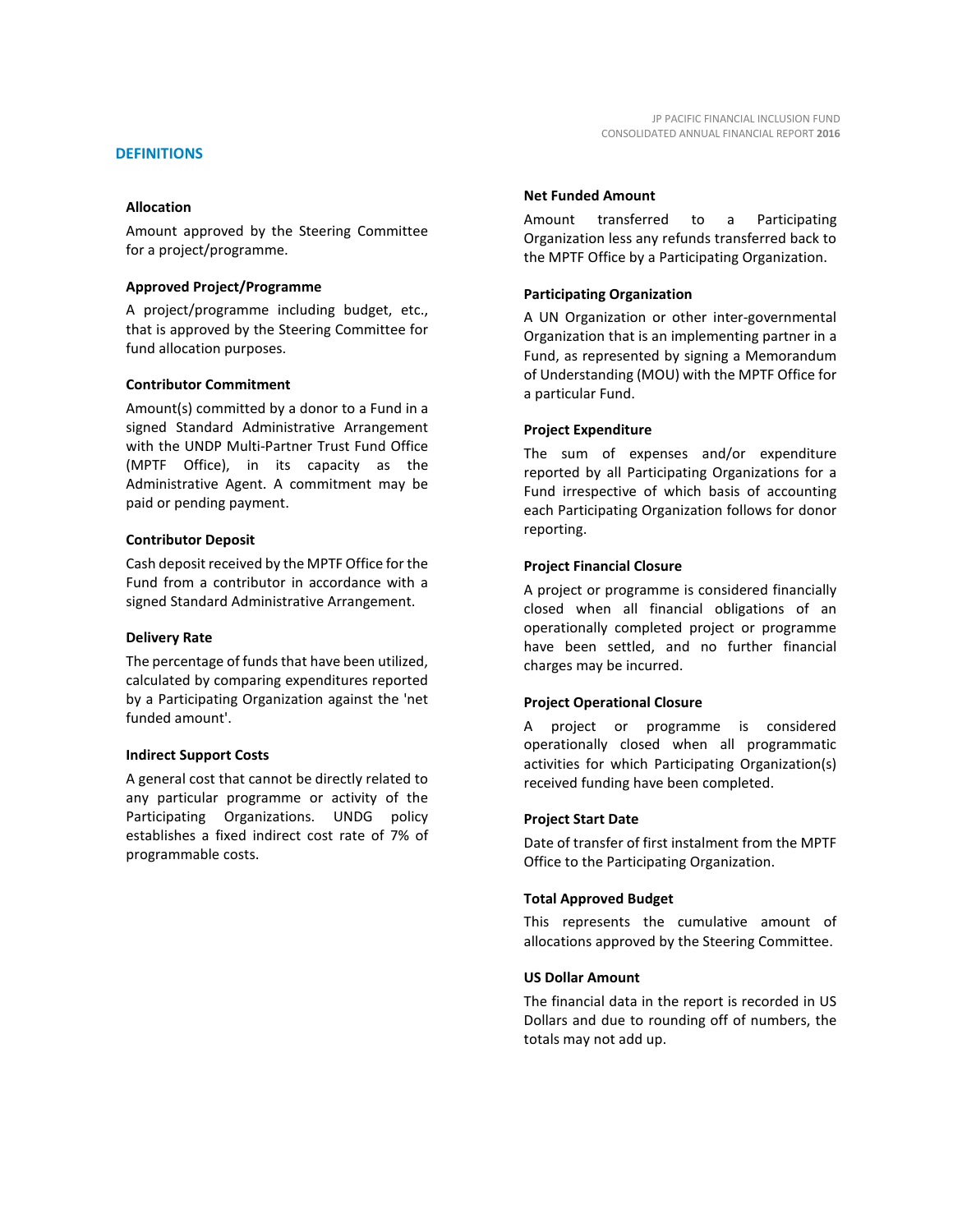## DEFINITIONS

### Allocation

Amount approved by the Steering Committee for a project/programme.

### Approved Project/Programme

A project/programme including budget, etc., that is approved by the Steering Committee for fund allocation purposes.

### Contributor Commitment

Amount(s) committed by a donor to a Fund in a signed Standard Administrative Arrangement with the UNDP Multi-Partner Trust Fund Office (MPTF Office), in its capacity as the Administrative Agent. A commitment may be paid or pending payment.

### Contributor Deposit

Cash deposit received by the MPTF Office for the Fund from a contributor in accordance with a signed Standard Administrative Arrangement.

### Delivery Rate

The percentage of funds that have been utilized, calculated by comparing expenditures reported by a Participating Organization against the 'net funded amount'.

### Indirect Support Costs

A general cost that cannot be directly related to any particular programme or activity of the Participating Organizations. UNDG policy establishes a fixed indirect cost rate of 7% of programmable costs.

### Net Funded Amount

Amount transferred to a Participating Organization less any refunds transferred back to the MPTF Office by a Participating Organization.

### Participating Organization

A UN Organization or other inter-governmental Organization that is an implementing partner in a Fund, as represented by signing a Memorandum of Understanding (MOU) with the MPTF Office for a particular Fund.

### Project Expenditure

The sum of expenses and/or expenditure reported by all Participating Organizations for a Fund irrespective of which basis of accounting each Participating Organization follows for donor reporting.

### Project Financial Closure

A project or programme is considered financially closed when all financial obligations of an operationally completed project or programme have been settled, and no further financial charges may be incurred.

### Project Operational Closure

A project or programme is considered operationally closed when all programmatic activities for which Participating Organization(s) received funding have been completed.

### Project Start Date

Date of transfer of first instalment from the MPTF Office to the Participating Organization.

### Total Approved Budget

This represents the cumulative amount of allocations approved by the Steering Committee.

### US Dollar Amount

The financial data in the report is recorded in US Dollars and due to rounding off of numbers, the totals may not add up.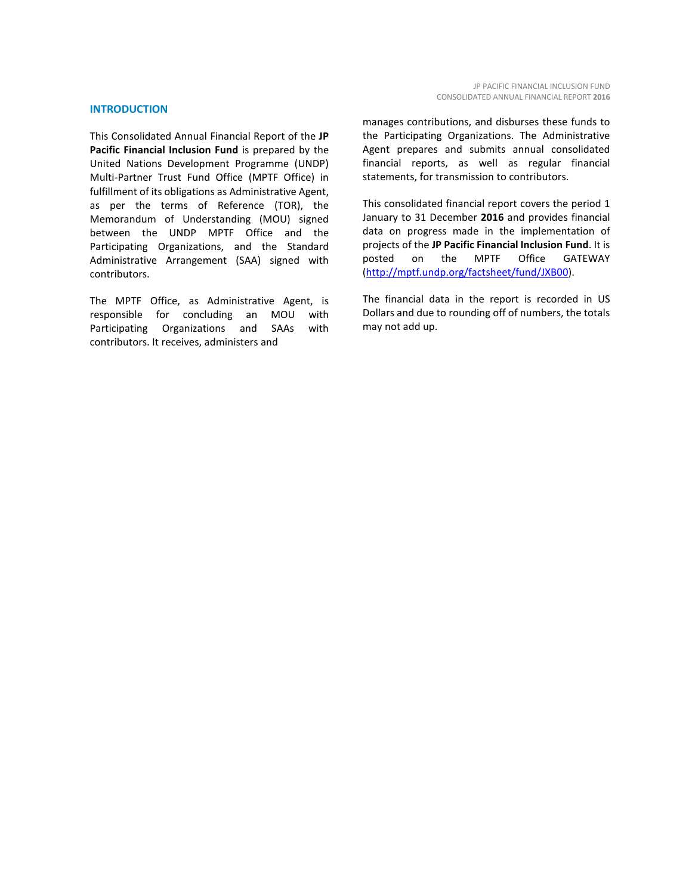## INTRODUCTION

This Consolidated Annual Financial Report of the **JP Pacific Financial Inclusion Fund** is prepared by the United Nations Development Programme (UNDP) Multi-Partner Trust Fund Office (MPTF Office) in fulfillment of its obligations as Administrative Agent, as per the terms of Reference (TOR), the Memorandum of Understanding (MOU) signed between the UNDP MPTF Office and the Participating Organizations, and the Standard Administrative Arrangement (SAA) signed with contributors.

The MPTF Office, as Administrative Agent, is responsible for concluding an MOU with Participating Organizations and SAAs with contributors. It receives, administers and manages contributions, and disburses these funds to the Participating Organizations. The Administrative Agent prepares and submits annual consolidated financial reports, as well as regular financial statements, for transmission to contributors.

This consolidated financial report covers the period 1 January to 31 December **2016** and provides financial data on progress made in the implementation of projects of the **JP Pacific Financial Inclusion Fund**. It is posted on the MPTF Office GATEWAY (http://mptf.undp.org/factsheet/fund/JXB00).

The financial data in the report is recorded in US Dollars and due to rounding off of numbers, the totals may not add up.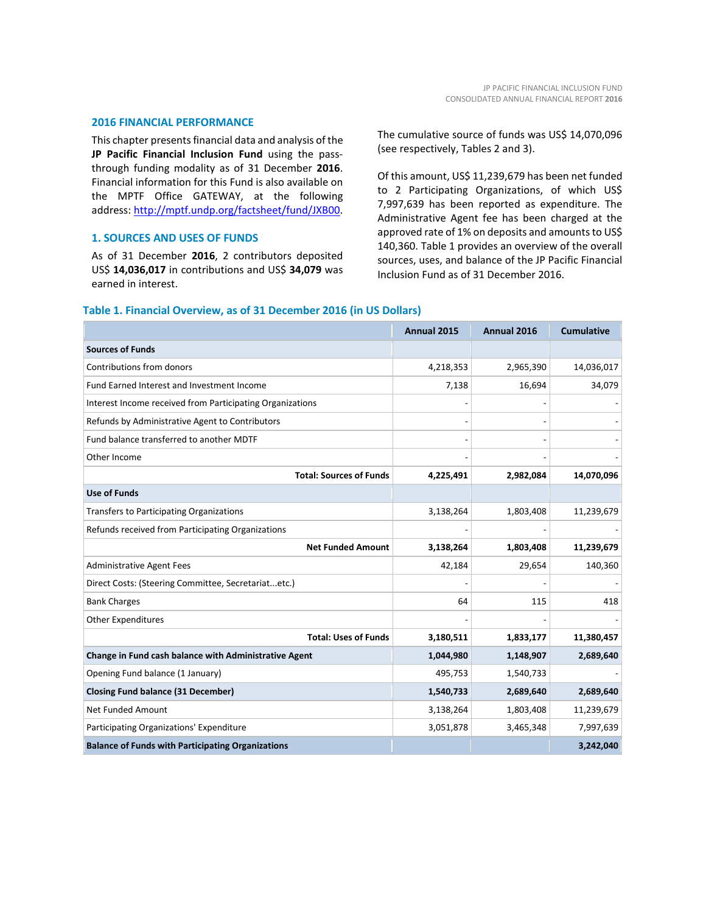## 2016 FINANCIAL PERFORMANCE

This chapter presents financial data and analysis of the **JP Pacific Financial Inclusion Fund** using the pass-through funding modality as of 31 December **2016**. Financial information for this Fund is also available on the MPTF Office GATEWAY, at the following address: [http://mptf.undp.org/factsheet/fund/JXB00](http://mptf.undp.org/factsheet/fund/JXB00).

### 1. SOURCES AND USES OF FUNDS

As of 31 December **2016**, 2 contributors deposited US$ **14,036,017** in contributions and US$ **34,079** was earned in interest.

The cumulative source of funds was US$ 14,070,096 (see respectively, Tables 2 and 3).

Of this amount, US$ 11,239,679 has been net funded to 2 Participating Organizations, of which US$ 7,997,639 has been reported as expenditure. The Administrative Agent fee has been charged at the approved rate of 1% on deposits and amounts to US$ 140,360. Table 1 provides an overview of the overall sources, uses, and balance of the JP Pacific Financial Inclusion Fund as of 31 December 2016.

**Table 1. Financial Overview, as of 31 December 2016 (in US Dollars)**

| | Annual 2015 | Annual 2016 | Cumulative |
|---|---|---|---|
| **Sources of Funds** | | | |
| Contributions from donors | 4,218,353 | 2,965,390 | 14,036,017 |
| Fund Earned Interest and Investment Income | 7,138 | 16,694 | 34,079 |
| Interest Income received from Participating Organizations | - | - | - |
| Refunds by Administrative Agent to Contributors | - | - | - |
| Fund balance transferred to another MDTF | - | - | - |
| Other Income | - | - | - |
| **Total: Sources of Funds** | **4,225,491** | **2,982,084** | **14,070,096** |
| **Use of Funds** | | | |
| Transfers to Participating Organizations | 3,138,264 | 1,803,408 | 11,239,679 |
| Refunds received from Participating Organizations | - | - | - |
| **Net Funded Amount** | **3,138,264** | **1,803,408** | **11,239,679** |
| Administrative Agent Fees | 42,184 | 29,654 | 140,360 |
| Direct Costs: (Steering Committee, Secretariat...etc.) | - | - | - |
| Bank Charges | 64 | 115 | 418 |
| Other Expenditures | - | - | - |
| **Total: Uses of Funds** | **3,180,511** | **1,833,177** | **11,380,457** |
| **Change in Fund cash balance with Administrative Agent** | **1,044,980** | **1,148,907** | **2,689,640** |
| Opening Fund balance (1 January) | 495,753 | 1,540,733 | - |
| **Closing Fund balance (31 December)** | **1,540,733** | **2,689,640** | **2,689,640** |
| Net Funded Amount | 3,138,264 | 1,803,408 | 11,239,679 |
| Participating Organizations' Expenditure | 3,051,878 | 3,465,348 | 7,997,639 |
| **Balance of Funds with Participating Organizations** | | | **3,242,040** |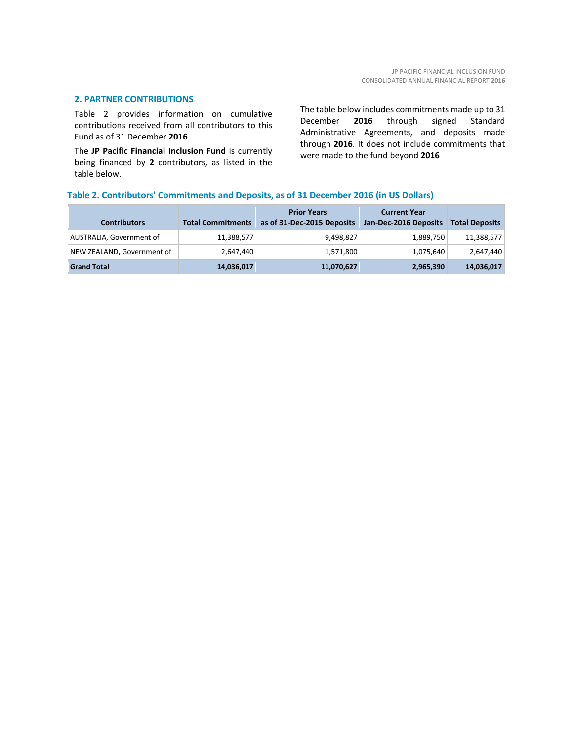## 2. PARTNER CONTRIBUTIONS

Table 2 provides information on cumulative contributions received from all contributors to this Fund as of 31 December **2016**.

The **JP Pacific Financial Inclusion Fund** is currently being financed by **2** contributors, as listed in the table below.

The table below includes commitments made up to 31 December **2016** through signed Standard Administrative Agreements, and deposits made through **2016**. It does not include commitments that were made to the fund beyond **2016**

### Table 2. Contributors' Commitments and Deposits, as of 31 December 2016 (in US Dollars)

| Contributors | Total Commitments | Prior Years as of 31-Dec-2015 Deposits | Current Year Jan-Dec-2016 Deposits | Total Deposits |
|---|---|---|---|---|
| AUSTRALIA, Government of | 11,388,577 | 9,498,827 | 1,889,750 | 11,388,577 |
| NEW ZEALAND, Government of | 2,647,440 | 1,571,800 | 1,075,640 | 2,647,440 |
| **Grand Total** | **14,036,017** | **11,070,627** | **2,965,390** | **14,036,017** |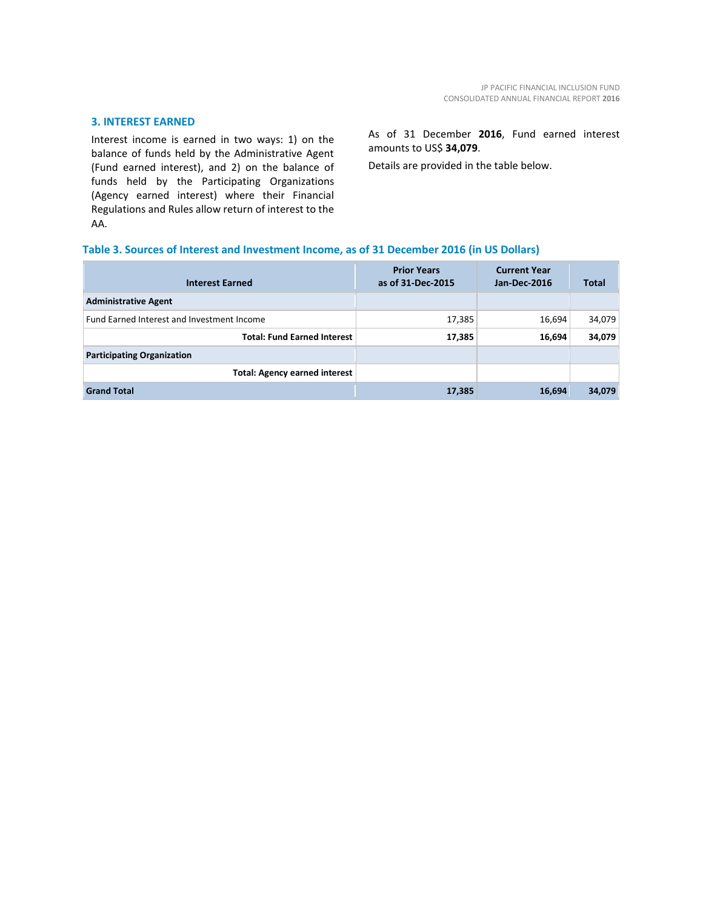## 3. INTEREST EARNED

Interest income is earned in two ways: 1) on the balance of funds held by the Administrative Agent (Fund earned interest), and 2) on the balance of funds held by the Participating Organizations (Agency earned interest) where their Financial Regulations and Rules allow return of interest to the AA.

As of 31 December **2016**, Fund earned interest amounts to US$ **34,079**.

Details are provided in the table below.

**Table 3. Sources of Interest and Investment Income, as of 31 December 2016 (in US Dollars)**

| Interest Earned | Prior Years as of 31-Dec-2015 | Current Year Jan-Dec-2016 | Total |
|---|---|---|---|
| **Administrative Agent** | | | |
| Fund Earned Interest and Investment Income | 17,385 | 16,694 | 34,079 |
| **Total: Fund Earned Interest** | **17,385** | **16,694** | **34,079** |
| **Participating Organization** | | | |
| **Total: Agency earned interest** | | | |
| **Grand Total** | **17,385** | **16,694** | **34,079** |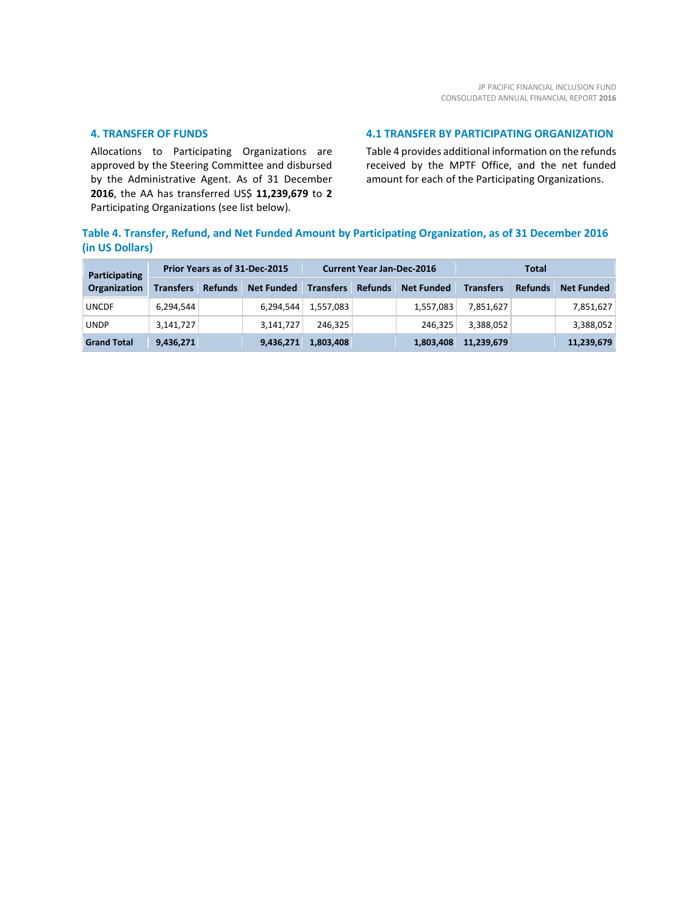## 4. TRANSFER OF FUNDS

Allocations to Participating Organizations are approved by the Steering Committee and disbursed by the Administrative Agent. As of 31 December **2016**, the AA has transferred US$ **11,239,679** to **2** Participating Organizations (see list below).

## 4.1 TRANSFER BY PARTICIPATING ORGANIZATION

Table 4 provides additional information on the refunds received by the MPTF Office, and the net funded amount for each of the Participating Organizations.

**Table 4. Transfer, Refund, and Net Funded Amount by Participating Organization, as of 31 December 2016 (in US Dollars)**

| Participating Organization | Prior Years as of 31-Dec-2015 | | | Current Year Jan-Dec-2016 | | | Total | | |
|---|---|---|---|---|---|---|---|---|---|
| | Transfers | Refunds | Net Funded | Transfers | Refunds | Net Funded | Transfers | Refunds | Net Funded |
| UNCDF | 6,294,544 | | 6,294,544 | 1,557,083 | | 1,557,083 | 7,851,627 | | 7,851,627 |
| UNDP | 3,141,727 | | 3,141,727 | 246,325 | | 246,325 | 3,388,052 | | 3,388,052 |
| **Grand Total** | **9,436,271** | | **9,436,271** | **1,803,408** | | **1,803,408** | **11,239,679** | | **11,239,679** |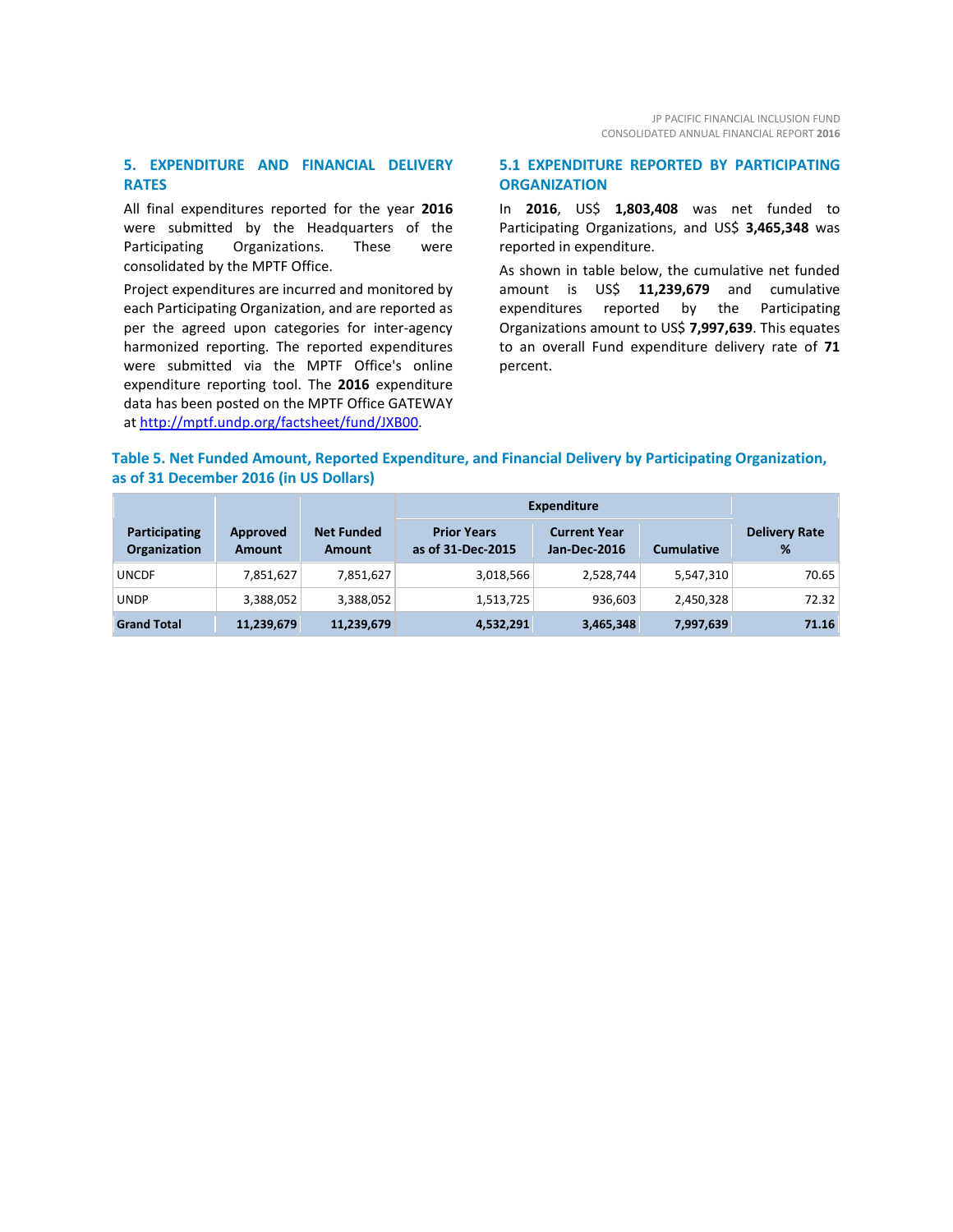## 5. EXPENDITURE AND FINANCIAL DELIVERY RATES

All final expenditures reported for the year **2016** were submitted by the Headquarters of the Participating Organizations. These were consolidated by the MPTF Office.

Project expenditures are incurred and monitored by each Participating Organization, and are reported as per the agreed upon categories for inter-agency harmonized reporting. The reported expenditures were submitted via the MPTF Office's online expenditure reporting tool. The **2016** expenditure data has been posted on the MPTF Office GATEWAY at [http://mptf.undp.org/factsheet/fund/JXB00](http://mptf.undp.org/factsheet/fund/JXB00).

## 5.1 EXPENDITURE REPORTED BY PARTICIPATING ORGANIZATION

In **2016**, US$ **1,803,408** was net funded to Participating Organizations, and US$ **3,465,348** was reported in expenditure.

As shown in table below, the cumulative net funded amount is US$ **11,239,679** and cumulative expenditures reported by the Participating Organizations amount to US$ **7,997,639**. This equates to an overall Fund expenditure delivery rate of **71** percent.

**Table 5. Net Funded Amount, Reported Expenditure, and Financial Delivery by Participating Organization, as of 31 December 2016 (in US Dollars)**

| Participating Organization | Approved Amount | Net Funded Amount | Expenditure | | | Delivery Rate % |
|---|---|---|---|---|---|---|
| | | | Prior Years as of 31-Dec-2015 | Current Year Jan-Dec-2016 | Cumulative | |
| UNCDF | 7,851,627 | 7,851,627 | 3,018,566 | 2,528,744 | 5,547,310 | 70.65 |
| UNDP | 3,388,052 | 3,388,052 | 1,513,725 | 936,603 | 2,450,328 | 72.32 |
| **Grand Total** | **11,239,679** | **11,239,679** | **4,532,291** | **3,465,348** | **7,997,639** | **71.16** |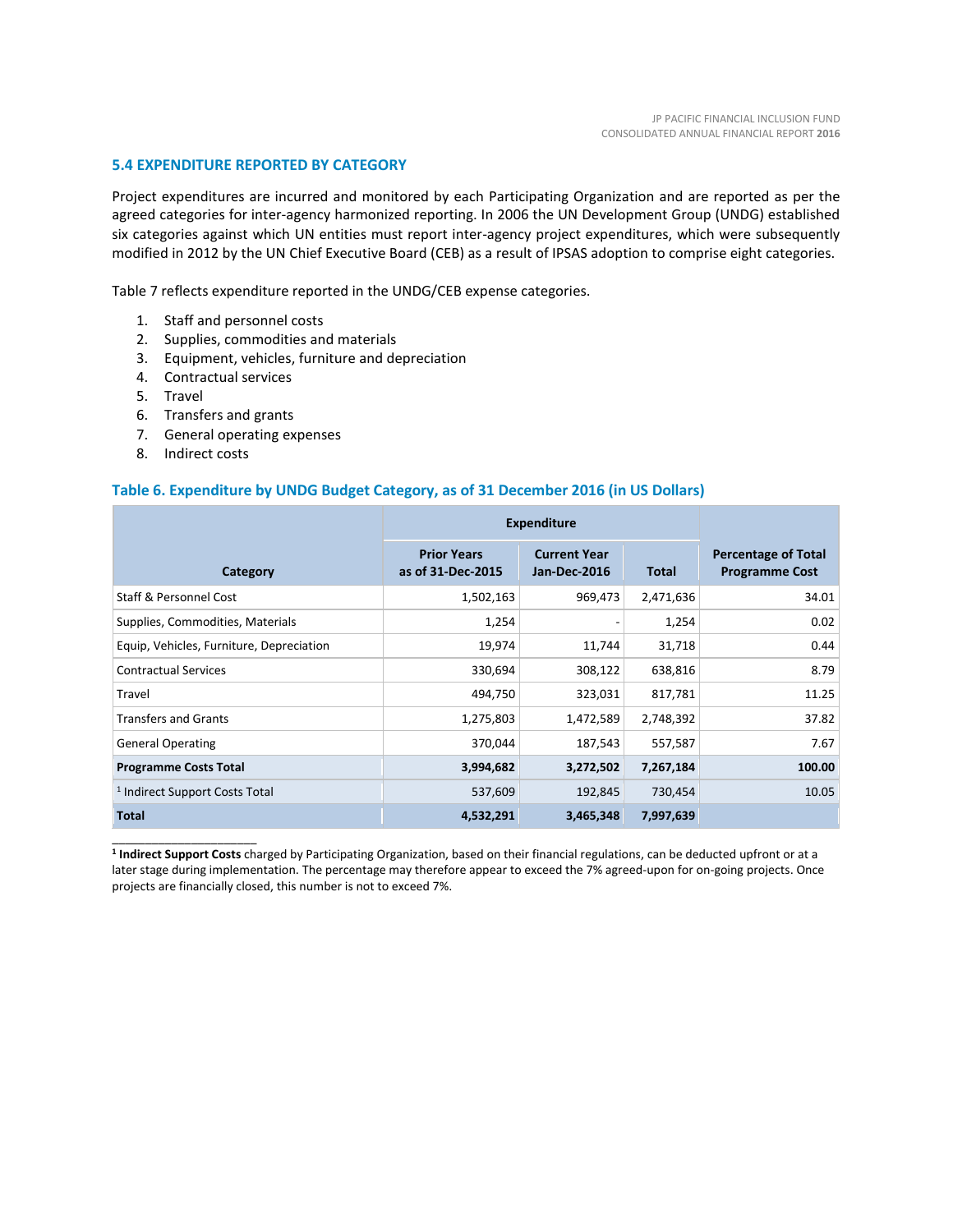## 5.4 EXPENDITURE REPORTED BY CATEGORY

Project expenditures are incurred and monitored by each Participating Organization and are reported as per the agreed categories for inter-agency harmonized reporting. In 2006 the UN Development Group (UNDG) established six categories against which UN entities must report inter-agency project expenditures, which were subsequently modified in 2012 by the UN Chief Executive Board (CEB) as a result of IPSAS adoption to comprise eight categories.

Table 7 reflects expenditure reported in the UNDG/CEB expense categories.

1. Staff and personnel costs
2. Supplies, commodities and materials
3. Equipment, vehicles, furniture and depreciation
4. Contractual services
5. Travel
6. Transfers and grants
7. General operating expenses
8. Indirect costs

### Table 6. Expenditure by UNDG Budget Category, as of 31 December 2016 (in US Dollars)

| Category | Expenditure | | | Percentage of Total Programme Cost |
|---|---|---|---|---|
| | Prior Years as of 31-Dec-2015 | Current Year Jan-Dec-2016 | Total | |
| Staff & Personnel Cost | 1,502,163 | 969,473 | 2,471,636 | 34.01 |
| Supplies, Commodities, Materials | 1,254 | - | 1,254 | 0.02 |
| Equip, Vehicles, Furniture, Depreciation | 19,974 | 11,744 | 31,718 | 0.44 |
| Contractual Services | 330,694 | 308,122 | 638,816 | 8.79 |
| Travel | 494,750 | 323,031 | 817,781 | 11.25 |
| Transfers and Grants | 1,275,803 | 1,472,589 | 2,748,392 | 37.82 |
| General Operating | 370,044 | 187,543 | 557,587 | 7.67 |
| **Programme Costs Total** | **3,994,682** | **3,272,502** | **7,267,184** | **100.00** |
| [1] Indirect Support Costs Total | 537,609 | 192,845 | 730,454 | 10.05 |
| **Total** | **4,532,291** | **3,465,348** | **7,997,639** | |

[1] **Indirect Support Costs** charged by Participating Organization, based on their financial regulations, can be deducted upfront or at a later stage during implementation. The percentage may therefore appear to exceed the 7% agreed-upon for on-going projects. Once projects are financially closed, this number is not to exceed 7%.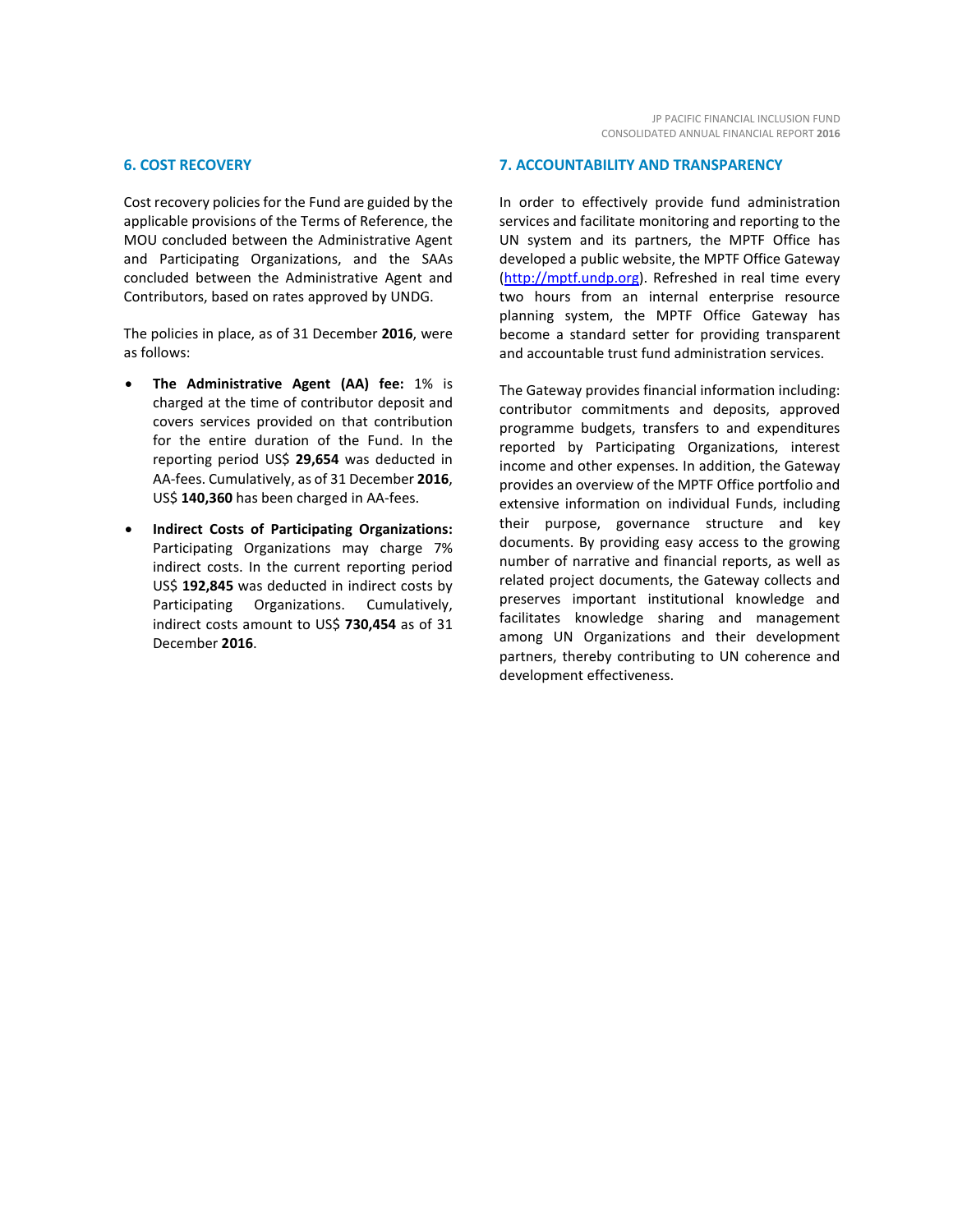## 6. COST RECOVERY

Cost recovery policies for the Fund are guided by the applicable provisions of the Terms of Reference, the MOU concluded between the Administrative Agent and Participating Organizations, and the SAAs concluded between the Administrative Agent and Contributors, based on rates approved by UNDG.

The policies in place, as of 31 December **2016**, were as follows:

- **The Administrative Agent (AA) fee:** 1% is charged at the time of contributor deposit and covers services provided on that contribution for the entire duration of the Fund. In the reporting period US$ **29,654** was deducted in AA-fees. Cumulatively, as of 31 December **2016**, US$ **140,360** has been charged in AA-fees.
- **Indirect Costs of Participating Organizations:** Participating Organizations may charge 7% indirect costs. In the current reporting period US$ **192,845** was deducted in indirect costs by Participating Organizations. Cumulatively, indirect costs amount to US$ **730,454** as of 31 December **2016**.

## 7. ACCOUNTABILITY AND TRANSPARENCY

In order to effectively provide fund administration services and facilitate monitoring and reporting to the UN system and its partners, the MPTF Office has developed a public website, the MPTF Office Gateway (http://mptf.undp.org). Refreshed in real time every two hours from an internal enterprise resource planning system, the MPTF Office Gateway has become a standard setter for providing transparent and accountable trust fund administration services.

The Gateway provides financial information including: contributor commitments and deposits, approved programme budgets, transfers to and expenditures reported by Participating Organizations, interest income and other expenses. In addition, the Gateway provides an overview of the MPTF Office portfolio and extensive information on individual Funds, including their purpose, governance structure and key documents. By providing easy access to the growing number of narrative and financial reports, as well as related project documents, the Gateway collects and preserves important institutional knowledge and facilitates knowledge sharing and management among UN Organizations and their development partners, thereby contributing to UN coherence and development effectiveness.